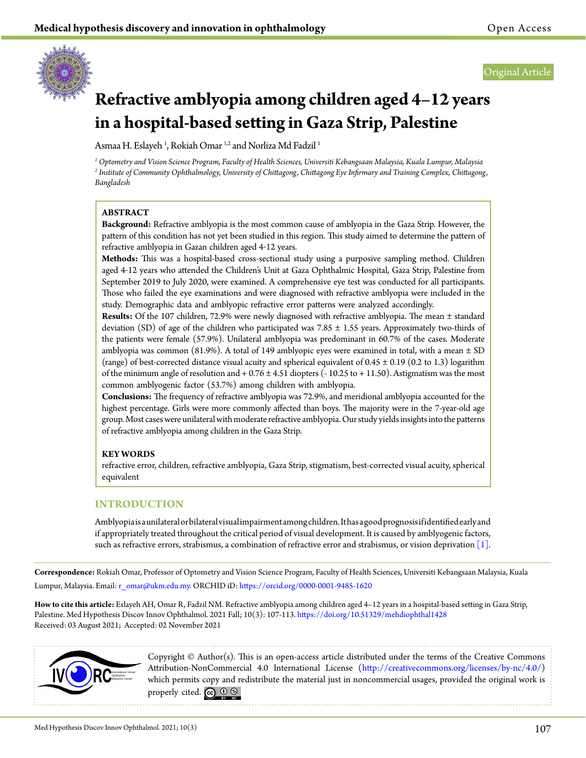Original Article

# Refractive amblyopia among children aged 4–12 years in a hospital-based setting in Gaza Strip, Palestine

Asmaa H. Eslayeh [1], Rokiah Omar [1,2] and Norliza Md Fadzil [1]

[1] *Optometry and Vision Science Program, Faculty of Health Sciences, Universiti Kebangsaan Malaysia, Kuala Lumpur, Malaysia*
[2] *Institute of Community Ophthalmology, University of Chittagong, Chittagong Eye Infirmary and Training Complex, Chittagong, Bangladesh*

## ABSTRACT

**Background:** Refractive amblyopia is the most common cause of amblyopia in the Gaza Strip. However, the pattern of this condition has not yet been studied in this region. This study aimed to determine the pattern of refractive amblyopia in Gazan children aged 4-12 years.

**Methods:** This was a hospital-based cross-sectional study using a purposive sampling method. Children aged 4-12 years who attended the Children's Unit at Gaza Ophthalmic Hospital, Gaza Strip, Palestine from September 2019 to July 2020, were examined. A comprehensive eye test was conducted for all participants. Those who failed the eye examinations and were diagnosed with refractive amblyopia were included in the study. Demographic data and amblyopic refractive error patterns were analyzed accordingly.

**Results:** Of the 107 children, 72.9% were newly diagnosed with refractive amblyopia. The mean ± standard deviation (SD) of age of the children who participated was 7.85 ± 1.55 years. Approximately two-thirds of the patients were female (57.9%). Unilateral amblyopia was predominant in 60.7% of the cases. Moderate amblyopia was common (81.9%). A total of 149 amblyopic eyes were examined in total, with a mean ± SD (range) of best-corrected distance visual acuity and spherical equivalent of 0.45 ± 0.19 (0.2 to 1.3) logarithm of the minimum angle of resolution and + 0.76 ± 4.51 diopters (- 10.25 to + 11.50). Astigmatism was the most common amblyogenic factor (53.7%) among children with amblyopia.

**Conclusions:** The frequency of refractive amblyopia was 72.9%, and meridional amblyopia accounted for the highest percentage. Girls were more commonly affected than boys. The majority were in the 7-year-old age group. Most cases were unilateral with moderate refractive amblyopia. Our study yields insights into the patterns of refractive amblyopia among children in the Gaza Strip.

### KEY WORDS

refractive error, children, refractive amblyopia, Gaza Strip, stigmatism, best-corrected visual acuity, spherical equivalent

## INTRODUCTION

Amblyopia is a unilateral or bilateral visual impairment among children. It has a good prognosis if identified early and if appropriately treated throughout the critical period of visual development. It is caused by amblyogenic factors, such as refractive errors, strabismus, a combination of refractive error and strabismus, or vision deprivation [1].

---

**Correspondence:** Rokiah Omar, Professor of Optometry and Vision Science Program, Faculty of Health Sciences, Universiti Kebangsaan Malaysia, Kuala Lumpur, Malaysia. Email: r_omar@ukm.edu.my. ORCHID iD: https://orcid.org/0000-0001-9485-1620

**How to cite this article:** Eslayeh AH, Omar R, Fadzil NM. Refractive amblyopia among children aged 4–12 years in a hospital-based setting in Gaza Strip, Palestine. Med Hypothesis Discov Innov Ophthalmol. 2021 Fall; 10(3): 107-113. https://doi.org/10.51329/mehdiophthal1428
Received: 03 August 2021; Accepted: 02 November 2021

Copyright © Author(s). This is an open-access article distributed under the terms of the Creative Commons Attribution-NonCommercial 4.0 International License (http://creativecommons.org/licenses/by-nc/4.0/) which permits copy and redistribute the material just in noncommercial usages, provided the original work is properly cited.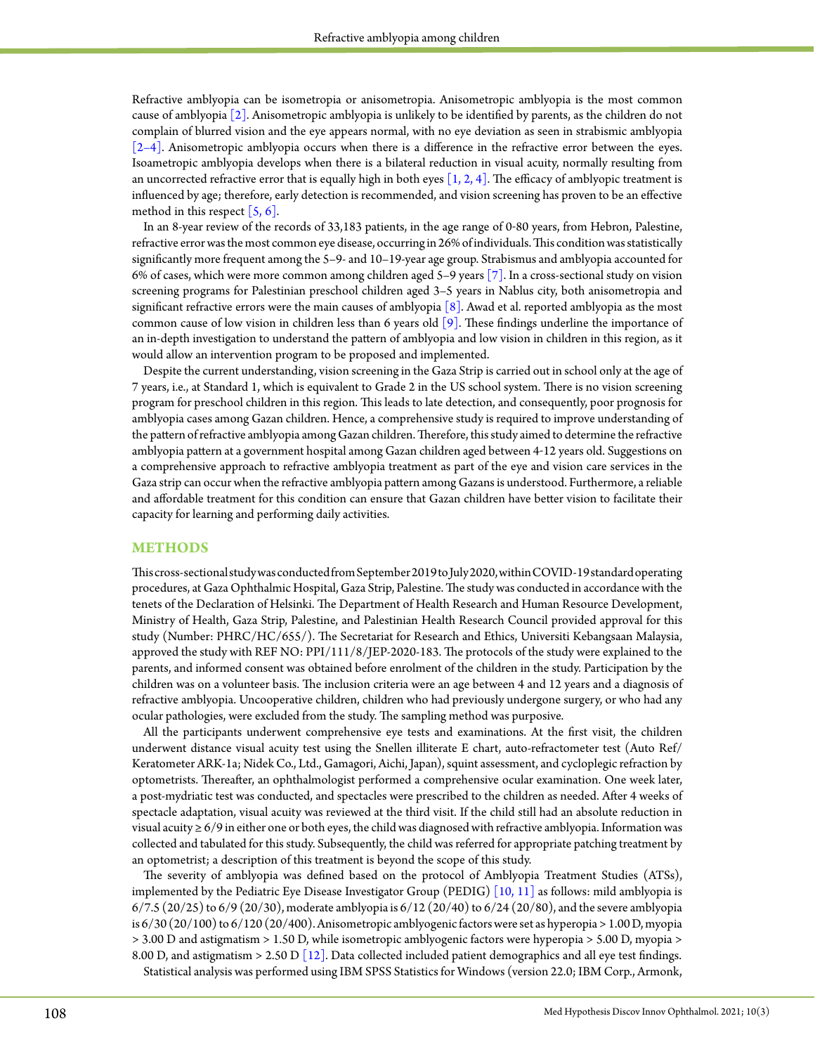Refractive amblyopia can be isometropia or anisometropia. Anisometropic amblyopia is the most common cause of amblyopia [2]. Anisometropic amblyopia is unlikely to be identified by parents, as the children do not complain of blurred vision and the eye appears normal, with no eye deviation as seen in strabismic amblyopia [2–4]. Anisometropic amblyopia occurs when there is a difference in the refractive error between the eyes. Isoametropic amblyopia develops when there is a bilateral reduction in visual acuity, normally resulting from an uncorrected refractive error that is equally high in both eyes [1, 2, 4]. The efficacy of amblyopic treatment is influenced by age; therefore, early detection is recommended, and vision screening has proven to be an effective method in this respect [5, 6].

In an 8-year review of the records of 33,183 patients, in the age range of 0-80 years, from Hebron, Palestine, refractive error was the most common eye disease, occurring in 26% of individuals. This condition was statistically significantly more frequent among the 5–9- and 10–19-year age group. Strabismus and amblyopia accounted for 6% of cases, which were more common among children aged 5–9 years [7]. In a cross-sectional study on vision screening programs for Palestinian preschool children aged 3–5 years in Nablus city, both anisometropia and significant refractive errors were the main causes of amblyopia [8]. Awad et al. reported amblyopia as the most common cause of low vision in children less than 6 years old [9]. These findings underline the importance of an in-depth investigation to understand the pattern of amblyopia and low vision in children in this region, as it would allow an intervention program to be proposed and implemented.

Despite the current understanding, vision screening in the Gaza Strip is carried out in school only at the age of 7 years, i.e., at Standard 1, which is equivalent to Grade 2 in the US school system. There is no vision screening program for preschool children in this region. This leads to late detection, and consequently, poor prognosis for amblyopia cases among Gazan children. Hence, a comprehensive study is required to improve understanding of the pattern of refractive amblyopia among Gazan children. Therefore, this study aimed to determine the refractive amblyopia pattern at a government hospital among Gazan children aged between 4-12 years old. Suggestions on a comprehensive approach to refractive amblyopia treatment as part of the eye and vision care services in the Gaza strip can occur when the refractive amblyopia pattern among Gazans is understood. Furthermore, a reliable and affordable treatment for this condition can ensure that Gazan children have better vision to facilitate their capacity for learning and performing daily activities.

## METHODS

This cross-sectional study was conducted from September 2019 to July 2020, within COVID-19 standard operating procedures, at Gaza Ophthalmic Hospital, Gaza Strip, Palestine. The study was conducted in accordance with the tenets of the Declaration of Helsinki. The Department of Health Research and Human Resource Development, Ministry of Health, Gaza Strip, Palestine, and Palestinian Health Research Council provided approval for this study (Number: PHRC/HC/655/). The Secretariat for Research and Ethics, Universiti Kebangsaan Malaysia, approved the study with REF NO: PPI/111/8/JEP-2020-183. The protocols of the study were explained to the parents, and informed consent was obtained before enrolment of the children in the study. Participation by the children was on a volunteer basis. The inclusion criteria were an age between 4 and 12 years and a diagnosis of refractive amblyopia. Uncooperative children, children who had previously undergone surgery, or who had any ocular pathologies, were excluded from the study. The sampling method was purposive.

All the participants underwent comprehensive eye tests and examinations. At the first visit, the children underwent distance visual acuity test using the Snellen illiterate E chart, auto-refractometer test (Auto Ref/Keratometer ARK-1a; Nidek Co., Ltd., Gamagori, Aichi, Japan), squint assessment, and cycloplegic refraction by optometrists. Thereafter, an ophthalmologist performed a comprehensive ocular examination. One week later, a post-mydriatic test was conducted, and spectacles were prescribed to the children as needed. After 4 weeks of spectacle adaptation, visual acuity was reviewed at the third visit. If the child still had an absolute reduction in visual acuity ≥ 6/9 in either one or both eyes, the child was diagnosed with refractive amblyopia. Information was collected and tabulated for this study. Subsequently, the child was referred for appropriate patching treatment by an optometrist; a description of this treatment is beyond the scope of this study.

The severity of amblyopia was defined based on the protocol of Amblyopia Treatment Studies (ATSs), implemented by the Pediatric Eye Disease Investigator Group (PEDIG) [10, 11] as follows: mild amblyopia is 6/7.5 (20/25) to 6/9 (20/30), moderate amblyopia is 6/12 (20/40) to 6/24 (20/80), and the severe amblyopia is 6/30 (20/100) to 6/120 (20/400). Anisometropic amblyogenic factors were set as hyperopia > 1.00 D, myopia > 3.00 D and astigmatism > 1.50 D, while isometropic amblyogenic factors were hyperopia > 5.00 D, myopia > 8.00 D, and astigmatism > 2.50 D [12]. Data collected included patient demographics and all eye test findings.

Statistical analysis was performed using IBM SPSS Statistics for Windows (version 22.0; IBM Corp., Armonk,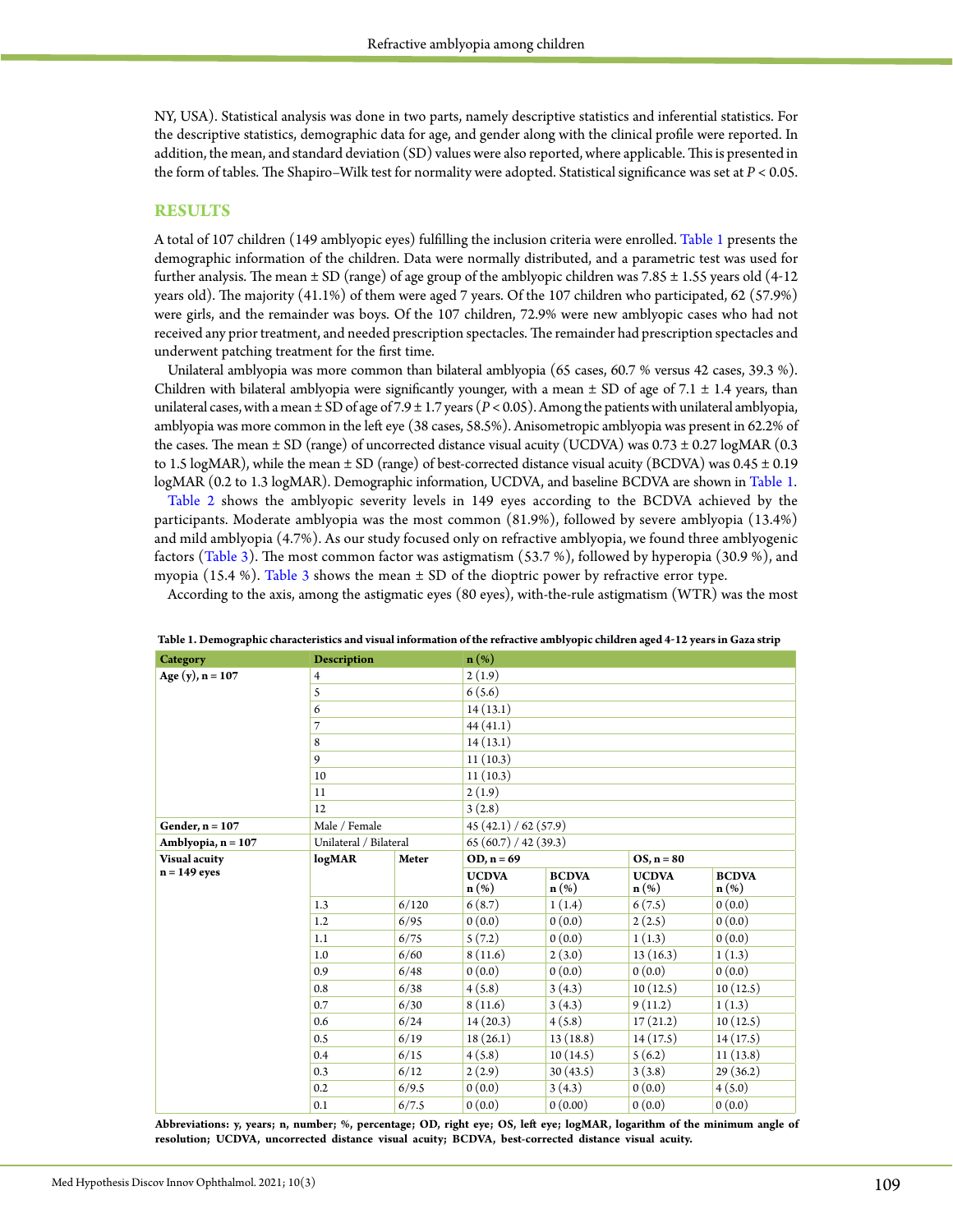NY, USA). Statistical analysis was done in two parts, namely descriptive statistics and inferential statistics. For the descriptive statistics, demographic data for age, and gender along with the clinical profile were reported. In addition, the mean, and standard deviation (SD) values were also reported, where applicable. This is presented in the form of tables. The Shapiro–Wilk test for normality were adopted. Statistical significance was set at $P < 0.05$.

## RESULTS

A total of 107 children (149 amblyopic eyes) fulfilling the inclusion criteria were enrolled. Table 1 presents the demographic information of the children. Data were normally distributed, and a parametric test was used for further analysis. The mean ± SD (range) of age group of the amblyopic children was 7.85 ± 1.55 years old (4-12 years old). The majority (41.1%) of them were aged 7 years. Of the 107 children who participated, 62 (57.9%) were girls, and the remainder was boys. Of the 107 children, 72.9% were new amblyopic cases who had not received any prior treatment, and needed prescription spectacles. The remainder had prescription spectacles and underwent patching treatment for the first time.

Unilateral amblyopia was more common than bilateral amblyopia (65 cases, 60.7 % versus 42 cases, 39.3 %). Children with bilateral amblyopia were significantly younger, with a mean ± SD of age of 7.1 ± 1.4 years, than unilateral cases, with a mean ± SD of age of 7.9 ± 1.7 years ($P < 0.05$). Among the patients with unilateral amblyopia, amblyopia was more common in the left eye (38 cases, 58.5%). Anisometropic amblyopia was present in 62.2% of the cases. The mean ± SD (range) of uncorrected distance visual acuity (UCDVA) was 0.73 ± 0.27 logMAR (0.3 to 1.5 logMAR), while the mean ± SD (range) of best-corrected distance visual acuity (BCDVA) was 0.45 ± 0.19 logMAR (0.2 to 1.3 logMAR). Demographic information, UCDVA, and baseline BCDVA are shown in Table 1.

Table 2 shows the amblyopic severity levels in 149 eyes according to the BCDVA achieved by the participants. Moderate amblyopia was the most common (81.9%), followed by severe amblyopia (13.4%) and mild amblyopia (4.7%). As our study focused only on refractive amblyopia, we found three amblyogenic factors (Table 3). The most common factor was astigmatism (53.7 %), followed by hyperopia (30.9 %), and myopia (15.4 %). Table 3 shows the mean ± SD of the dioptric power by refractive error type.

According to the axis, among the astigmatic eyes (80 eyes), with-the-rule astigmatism (WTR) was the most

**Table 1. Demographic characteristics and visual information of the refractive amblyopic children aged 4-12 years in Gaza strip**

| Category | Description | | n (%) | | | |
|---|---|---|---|---|---|---|
| Age (y), n = 107 | 4 | | 2 (1.9) | | | |
| | 5 | | 6 (5.6) | | | |
| | 6 | | 14 (13.1) | | | |
| | 7 | | 44 (41.1) | | | |
| | 8 | | 14 (13.1) | | | |
| | 9 | | 11 (10.3) | | | |
| | 10 | | 11 (10.3) | | | |
| | 11 | | 2 (1.9) | | | |
| | 12 | | 3 (2.8) | | | |
| Gender, n = 107 | Male / Female | | 45 (42.1) / 62 (57.9) | | | |
| Amblyopia, n = 107 | Unilateral / Bilateral | | 65 (60.7) / 42 (39.3) | | | |
| Visual acuity n = 149 eyes | logMAR | Meter | OD, n = 69 | | OS, n = 80 | |
| | | | UCDVA n (%) | BCDVA n (%) | UCDVA n (%) | BCDVA n (%) |
| | 1.3 | 6/120 | 6 (8.7) | 1 (1.4) | 6 (7.5) | 0 (0.0) |
| | 1.2 | 6/95 | 0 (0.0) | 0 (0.0) | 2 (2.5) | 0 (0.0) |
| | 1.1 | 6/75 | 5 (7.2) | 0 (0.0) | 1 (1.3) | 0 (0.0) |
| | 1.0 | 6/60 | 8 (11.6) | 2 (3.0) | 13 (16.3) | 1 (1.3) |
| | 0.9 | 6/48 | 0 (0.0) | 0 (0.0) | 0 (0.0) | 0 (0.0) |
| | 0.8 | 6/38 | 4 (5.8) | 3 (4.3) | 10 (12.5) | 10 (12.5) |
| | 0.7 | 6/30 | 8 (11.6) | 3 (4.3) | 9 (11.2) | 1 (1.3) |
| | 0.6 | 6/24 | 14 (20.3) | 4 (5.8) | 17 (21.2) | 10 (12.5) |
| | 0.5 | 6/19 | 18 (26.1) | 13 (18.8) | 14 (17.5) | 14 (17.5) |
| | 0.4 | 6/15 | 4 (5.8) | 10 (14.5) | 5 (6.2) | 11 (13.8) |
| | 0.3 | 6/12 | 2 (2.9) | 30 (43.5) | 3 (3.8) | 29 (36.2) |
| | 0.2 | 6/9.5 | 0 (0.0) | 3 (4.3) | 0 (0.0) | 4 (5.0) |
| | 0.1 | 6/7.5 | 0 (0.0) | 0 (0.00) | 0 (0.0) | 0 (0.0) |

**Abbreviations: y, years; n, number; %, percentage; OD, right eye; OS, left eye; logMAR, logarithm of the minimum angle of resolution; UCDVA, uncorrected distance visual acuity; BCDVA, best-corrected distance visual acuity.**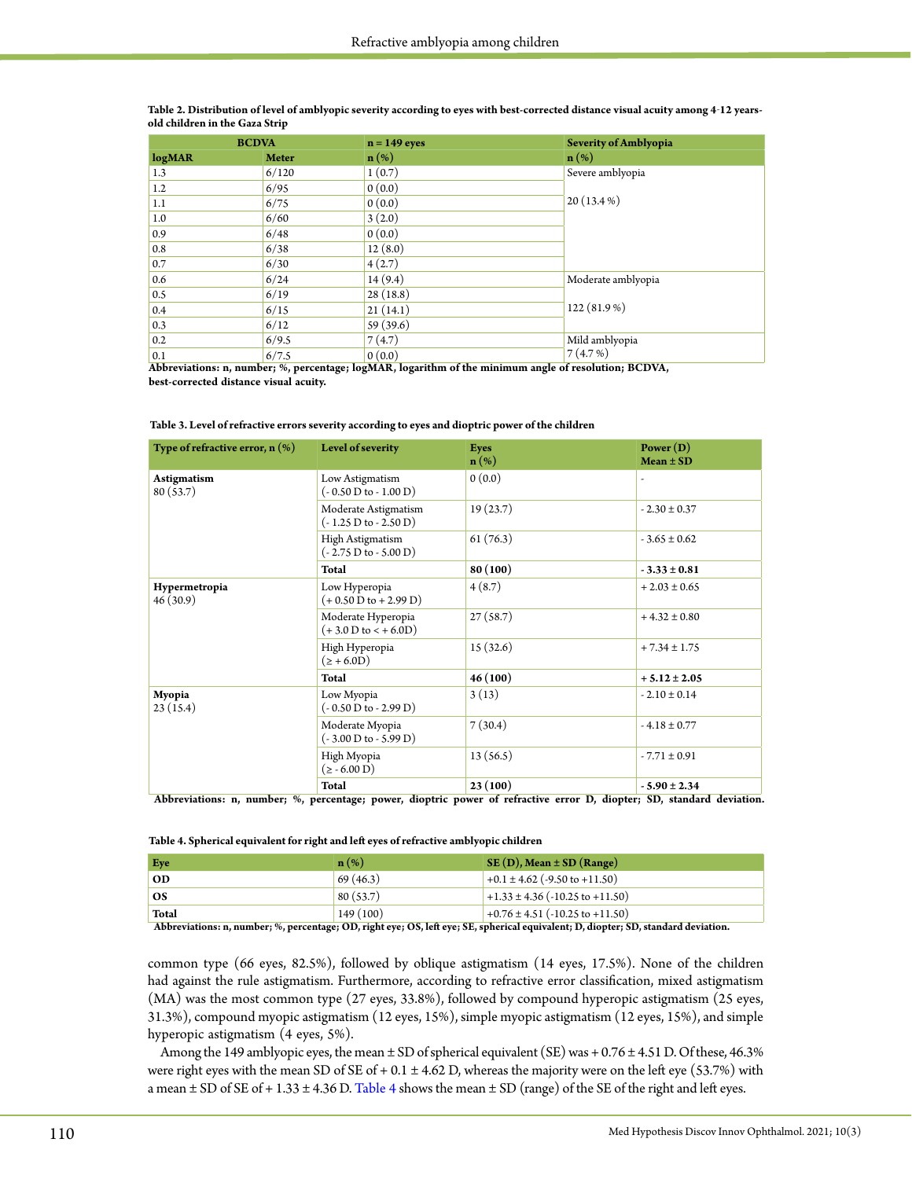**Table 2. Distribution of level of amblyopic severity according to eyes with best-corrected distance visual acuity among 4-12 years-old children in the Gaza Strip**

| BCDVA | | n = 149 eyes | Severity of Amblyopia |
|---|---|---|---|
| logMAR | Meter | n (%) | n (%) |
| 1.3 | 6/120 | 1 (0.7) | Severe amblyopia |
| 1.2 | 6/95 | 0 (0.0) | |
| 1.1 | 6/75 | 0 (0.0) | 20 (13.4 %) |
| 1.0 | 6/60 | 3 (2.0) | |
| 0.9 | 6/48 | 0 (0.0) | |
| 0.8 | 6/38 | 12 (8.0) | |
| 0.7 | 6/30 | 4 (2.7) | |
| 0.6 | 6/24 | 14 (9.4) | Moderate amblyopia |
| 0.5 | 6/19 | 28 (18.8) | |
| 0.4 | 6/15 | 21 (14.1) | 122 (81.9 %) |
| 0.3 | 6/12 | 59 (39.6) | |
| 0.2 | 6/9.5 | 7 (4.7) | Mild amblyopia |
| 0.1 | 6/7.5 | 0 (0.0) | 7 (4.7 %) |

**Abbreviations: n, number; %, percentage; logMAR, logarithm of the minimum angle of resolution; BCDVA, best-corrected distance visual acuity.**

**Table 3. Level of refractive errors severity according to eyes and dioptric power of the children**

| Type of refractive error, n (%) | Level of severity | Eyes n (%) | Power (D) Mean ± SD |
|---|---|---|---|
| **Astigmatism** 80 (53.7) | Low Astigmatism (- 0.50 D to - 1.00 D) | 0 (0.0) | - |
| | Moderate Astigmatism (- 1.25 D to - 2.50 D) | 19 (23.7) | - 2.30 ± 0.37 |
| | High Astigmatism (- 2.75 D to - 5.00 D) | 61 (76.3) | - 3.65 ± 0.62 |
| | **Total** | **80 (100)** | **- 3.33 ± 0.81** |
| **Hypermetropia** 46 (30.9) | Low Hyperopia (+ 0.50 D to + 2.99 D) | 4 (8.7) | + 2.03 ± 0.65 |
| | Moderate Hyperopia (+ 3.0 D to < + 6.0D) | 27 (58.7) | + 4.32 ± 0.80 |
| | High Hyperopia (≥ + 6.0D) | 15 (32.6) | + 7.34 ± 1.75 |
| | **Total** | **46 (100)** | **+ 5.12 ± 2.05** |
| **Myopia** 23 (15.4) | Low Myopia (- 0.50 D to - 2.99 D) | 3 (13) | - 2.10 ± 0.14 |
| | Moderate Myopia (- 3.00 D to - 5.99 D) | 7 (30.4) | - 4.18 ± 0.77 |
| | High Myopia (≥ - 6.00 D) | 13 (56.5) | - 7.71 ± 0.91 |
| | **Total** | **23 (100)** | **- 5.90 ± 2.34** |

**Abbreviations: n, number; %, percentage; power, dioptric power of refractive error D, diopter; SD, standard deviation.**

**Table 4. Spherical equivalent for right and left eyes of refractive amblyopic children**

| Eye | n (%) | SE (D), Mean ± SD (Range) |
|---|---|---|
| **OD** | 69 (46.3) | +0.1 ± 4.62 (-9.50 to +11.50) |
| **OS** | 80 (53.7) | +1.33 ± 4.36 (-10.25 to +11.50) |
| **Total** | 149 (100) | +0.76 ± 4.51 (-10.25 to +11.50) |

**Abbreviations: n, number; %, percentage; OD, right eye; OS, left eye; SE, spherical equivalent; D, diopter; SD, standard deviation.**

common type (66 eyes, 82.5%), followed by oblique astigmatism (14 eyes, 17.5%). None of the children had against the rule astigmatism. Furthermore, according to refractive error classification, mixed astigmatism (MA) was the most common type (27 eyes, 33.8%), followed by compound hyperopic astigmatism (25 eyes, 31.3%), compound myopic astigmatism (12 eyes, 15%), simple myopic astigmatism (12 eyes, 15%), and simple hyperopic astigmatism (4 eyes, 5%).

Among the 149 amblyopic eyes, the mean ± SD of spherical equivalent (SE) was + 0.76 ± 4.51 D. Of these, 46.3% were right eyes with the mean SD of SE of + 0.1 ± 4.62 D, whereas the majority were on the left eye (53.7%) with a mean ± SD of SE of + 1.33 ± 4.36 D. Table 4 shows the mean ± SD (range) of the SE of the right and left eyes.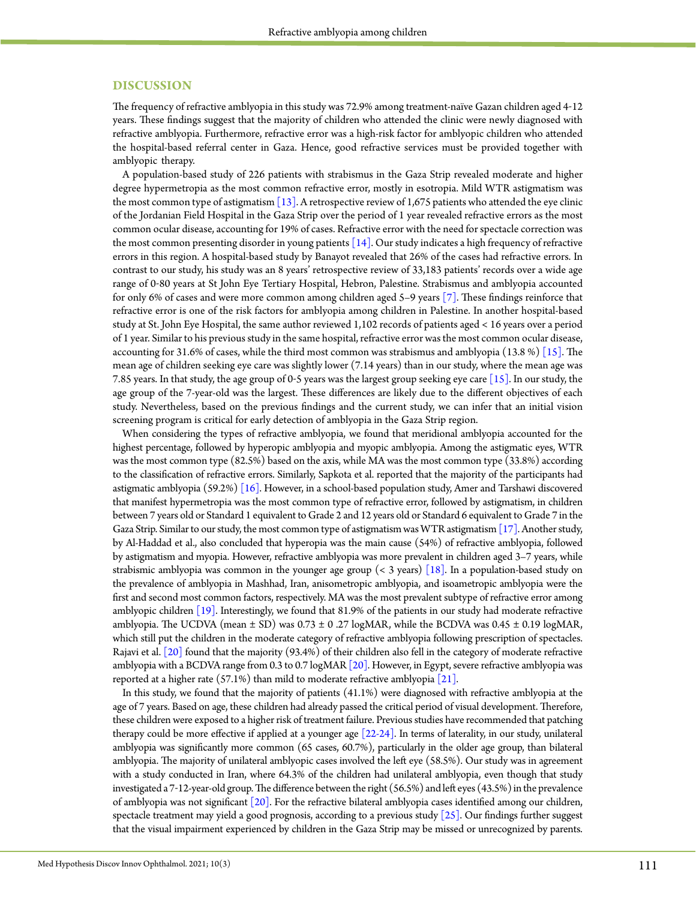## DISCUSSION

The frequency of refractive amblyopia in this study was 72.9% among treatment-naïve Gazan children aged 4-12 years. These findings suggest that the majority of children who attended the clinic were newly diagnosed with refractive amblyopia. Furthermore, refractive error was a high-risk factor for amblyopic children who attended the hospital-based referral center in Gaza. Hence, good refractive services must be provided together with amblyopic therapy.

A population-based study of 226 patients with strabismus in the Gaza Strip revealed moderate and higher degree hypermetropia as the most common refractive error, mostly in esotropia. Mild WTR astigmatism was the most common type of astigmatism [13]. A retrospective review of 1,675 patients who attended the eye clinic of the Jordanian Field Hospital in the Gaza Strip over the period of 1 year revealed refractive errors as the most common ocular disease, accounting for 19% of cases. Refractive error with the need for spectacle correction was the most common presenting disorder in young patients [14]. Our study indicates a high frequency of refractive errors in this region. A hospital-based study by Banayot revealed that 26% of the cases had refractive errors. In contrast to our study, his study was an 8 years' retrospective review of 33,183 patients' records over a wide age range of 0-80 years at St John Eye Tertiary Hospital, Hebron, Palestine. Strabismus and amblyopia accounted for only 6% of cases and were more common among children aged 5–9 years [7]. These findings reinforce that refractive error is one of the risk factors for amblyopia among children in Palestine. In another hospital-based study at St. John Eye Hospital, the same author reviewed 1,102 records of patients aged < 16 years over a period of 1 year. Similar to his previous study in the same hospital, refractive error was the most common ocular disease, accounting for 31.6% of cases, while the third most common was strabismus and amblyopia (13.8 %) [15]. The mean age of children seeking eye care was slightly lower (7.14 years) than in our study, where the mean age was 7.85 years. In that study, the age group of 0-5 years was the largest group seeking eye care [15]. In our study, the age group of the 7-year-old was the largest. These differences are likely due to the different objectives of each study. Nevertheless, based on the previous findings and the current study, we can infer that an initial vision screening program is critical for early detection of amblyopia in the Gaza Strip region.

When considering the types of refractive amblyopia, we found that meridional amblyopia accounted for the highest percentage, followed by hyperopic amblyopia and myopic amblyopia. Among the astigmatic eyes, WTR was the most common type (82.5%) based on the axis, while MA was the most common type (33.8%) according to the classification of refractive errors. Similarly, Sapkota et al. reported that the majority of the participants had astigmatic amblyopia (59.2%) [16]. However, in a school-based population study, Amer and Tarshawi discovered that manifest hypermetropia was the most common type of refractive error, followed by astigmatism, in children between 7 years old or Standard 1 equivalent to Grade 2 and 12 years old or Standard 6 equivalent to Grade 7 in the Gaza Strip. Similar to our study, the most common type of astigmatism was WTR astigmatism [17]. Another study, by Al-Haddad et al., also concluded that hyperopia was the main cause (54%) of refractive amblyopia, followed by astigmatism and myopia. However, refractive amblyopia was more prevalent in children aged 3–7 years, while strabismic amblyopia was common in the younger age group (< 3 years) [18]. In a population-based study on the prevalence of amblyopia in Mashhad, Iran, anisometropic amblyopia, and isoametropic amblyopia were the first and second most common factors, respectively. MA was the most prevalent subtype of refractive error among amblyopic children [19]. Interestingly, we found that 81.9% of the patients in our study had moderate refractive amblyopia. The UCDVA (mean ± SD) was 0.73 ± 0 .27 logMAR, while the BCDVA was 0.45 ± 0.19 logMAR, which still put the children in the moderate category of refractive amblyopia following prescription of spectacles. Rajavi et al. [20] found that the majority (93.4%) of their children also fell in the category of moderate refractive amblyopia with a BCDVA range from 0.3 to 0.7 logMAR [20]. However, in Egypt, severe refractive amblyopia was reported at a higher rate (57.1%) than mild to moderate refractive amblyopia [21].

In this study, we found that the majority of patients (41.1%) were diagnosed with refractive amblyopia at the age of 7 years. Based on age, these children had already passed the critical period of visual development. Therefore, these children were exposed to a higher risk of treatment failure. Previous studies have recommended that patching therapy could be more effective if applied at a younger age [22-24]. In terms of laterality, in our study, unilateral amblyopia was significantly more common (65 cases, 60.7%), particularly in the older age group, than bilateral amblyopia. The majority of unilateral amblyopic cases involved the left eye (58.5%). Our study was in agreement with a study conducted in Iran, where 64.3% of the children had unilateral amblyopia, even though that study investigated a 7-12-year-old group. The difference between the right (56.5%) and left eyes (43.5%) in the prevalence of amblyopia was not significant [20]. For the refractive bilateral amblyopia cases identified among our children, spectacle treatment may yield a good prognosis, according to a previous study [25]. Our findings further suggest that the visual impairment experienced by children in the Gaza Strip may be missed or unrecognized by parents.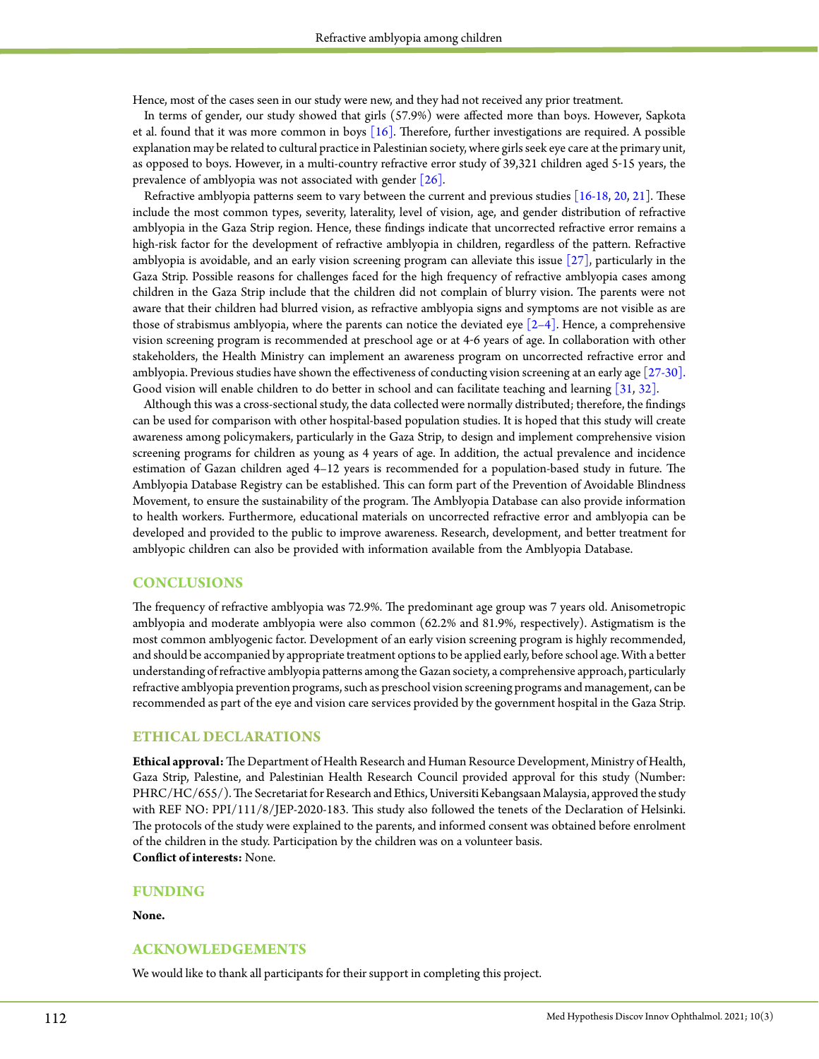Hence, most of the cases seen in our study were new, and they had not received any prior treatment.

In terms of gender, our study showed that girls (57.9%) were affected more than boys. However, Sapkota et al. found that it was more common in boys [16]. Therefore, further investigations are required. A possible explanation may be related to cultural practice in Palestinian society, where girls seek eye care at the primary unit, as opposed to boys. However, in a multi-country refractive error study of 39,321 children aged 5-15 years, the prevalence of amblyopia was not associated with gender [26].

Refractive amblyopia patterns seem to vary between the current and previous studies [16-18, 20, 21]. These include the most common types, severity, laterality, level of vision, age, and gender distribution of refractive amblyopia in the Gaza Strip region. Hence, these findings indicate that uncorrected refractive error remains a high-risk factor for the development of refractive amblyopia in children, regardless of the pattern. Refractive amblyopia is avoidable, and an early vision screening program can alleviate this issue [27], particularly in the Gaza Strip. Possible reasons for challenges faced for the high frequency of refractive amblyopia cases among children in the Gaza Strip include that the children did not complain of blurry vision. The parents were not aware that their children had blurred vision, as refractive amblyopia signs and symptoms are not visible as are those of strabismus amblyopia, where the parents can notice the deviated eye [2–4]. Hence, a comprehensive vision screening program is recommended at preschool age or at 4-6 years of age. In collaboration with other stakeholders, the Health Ministry can implement an awareness program on uncorrected refractive error and amblyopia. Previous studies have shown the effectiveness of conducting vision screening at an early age [27-30]. Good vision will enable children to do better in school and can facilitate teaching and learning [31, 32].

Although this was a cross-sectional study, the data collected were normally distributed; therefore, the findings can be used for comparison with other hospital-based population studies. It is hoped that this study will create awareness among policymakers, particularly in the Gaza Strip, to design and implement comprehensive vision screening programs for children as young as 4 years of age. In addition, the actual prevalence and incidence estimation of Gazan children aged 4–12 years is recommended for a population-based study in future. The Amblyopia Database Registry can be established. This can form part of the Prevention of Avoidable Blindness Movement, to ensure the sustainability of the program. The Amblyopia Database can also provide information to health workers. Furthermore, educational materials on uncorrected refractive error and amblyopia can be developed and provided to the public to improve awareness. Research, development, and better treatment for amblyopic children can also be provided with information available from the Amblyopia Database.

## CONCLUSIONS

The frequency of refractive amblyopia was 72.9%. The predominant age group was 7 years old. Anisometropic amblyopia and moderate amblyopia were also common (62.2% and 81.9%, respectively). Astigmatism is the most common amblyogenic factor. Development of an early vision screening program is highly recommended, and should be accompanied by appropriate treatment options to be applied early, before school age. With a better understanding of refractive amblyopia patterns among the Gazan society, a comprehensive approach, particularly refractive amblyopia prevention programs, such as preschool vision screening programs and management, can be recommended as part of the eye and vision care services provided by the government hospital in the Gaza Strip.

## ETHICAL DECLARATIONS

**Ethical approval:** The Department of Health Research and Human Resource Development, Ministry of Health, Gaza Strip, Palestine, and Palestinian Health Research Council provided approval for this study (Number: PHRC/HC/655/). The Secretariat for Research and Ethics, Universiti Kebangsaan Malaysia, approved the study with REF NO: PPI/111/8/JEP-2020-183. This study also followed the tenets of the Declaration of Helsinki. The protocols of the study were explained to the parents, and informed consent was obtained before enrolment of the children in the study. Participation by the children was on a volunteer basis.
**Conflict of interests:** None.

## FUNDING

**None.**

## ACKNOWLEDGEMENTS

We would like to thank all participants for their support in completing this project.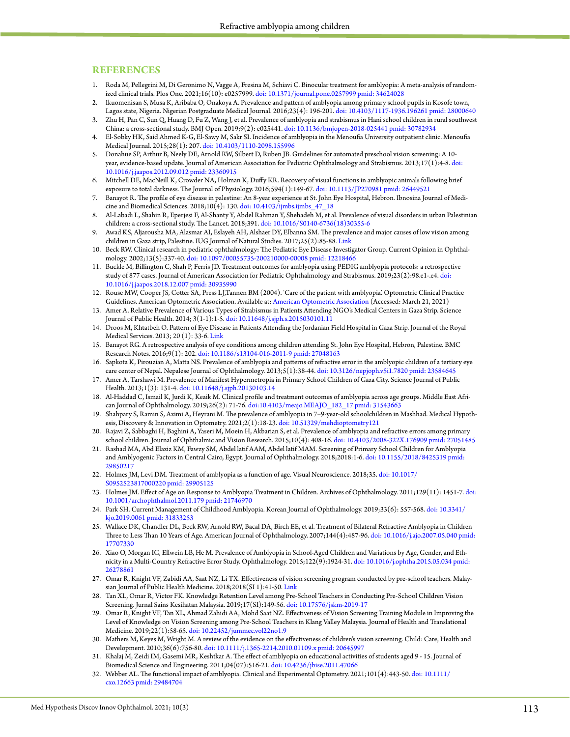## REFERENCES

1. Roda M, Pellegrini M, Di Geronimo N, Vagge A, Fresina M, Schiavi C. Binocular treatment for amblyopia: A meta-analysis of randomized clinical trials. Plos One. 2021;16(10): e0257999. doi: 10.1371/journal.pone.0257999 pmid: 34624028
2. Ikuomenisan S, Musa K, Aribaba O, Onakoya A. Prevalence and pattern of amblyopia among primary school pupils in Kosofe town, Lagos state, Nigeria. Nigerian Postgraduate Medical Journal. 2016;23(4): 196-201. doi: 10.4103/1117-1936.196261 pmid: 28000640
3. Zhu H, Pan C, Sun Q, Huang D, Fu Z, Wang J, et al. Prevalence of amblyopia and strabismus in Hani school children in rural southwest China: a cross-sectional study. BMJ Open. 2019;9(2): e025441. doi: 10.1136/bmjopen-2018-025441 pmid: 30782934
4. El-Sobky HK, Said Ahmed K-G, El-Sawy M, Sakr SI. Incidence of amblyopia in the Menoufia University outpatient clinic. Menoufia Medical Journal. 2015;28(1): 207. doi: 10.4103/1110-2098.155996
5. Donahue SP, Arthur B, Neely DE, Arnold RW, Silbert D, Ruben JB. Guidelines for automated preschool vision screening: A 10-year, evidence-based update. Journal of American Association for Pediatric Ophthalmology and Strabismus. 2013;17(1):4-8. doi: 10.1016/j.jaapos.2012.09.012 pmid: 23360915
6. Mitchell DE, MacNeill K, Crowder NA, Holman K, Duffy KR. Recovery of visual functions in amblyopic animals following brief exposure to total darkness. The Journal of Physiology. 2016;594(1):149-67. doi: 10.1113/JP270981 pmid: 26449521
7. Banayot R. The profile of eye disease in palestine: An 8-year experience at St. John Eye Hospital, Hebron. Ibnosina Journal of Medicine and Biomedical Sciences. 2018;10(4): 130. doi: 10.4103/ijmbs.ijmbs_47_18
8. Al-Labadi L, Shahin R, Eperjesi F, Al-Shanty Y, Abdel Rahman Y, Shehadeh M, et al. Prevalence of visual disorders in urban Palestinian children: a cross-sectional study. The Lancet. 2018;391. doi: 10.1016/S0140-6736(18)30355-6
9. Awad KS, Aljarousha MA, Alasmar AI, Eslayeh AH, Alshaer DY, Elbanna SM. The prevalence and major causes of low vision among children in Gaza strip, Palestine. IUG Journal of Natural Studies. 2017;25(2):85-88. Link
10. Beck RW. Clinical research in pediatric ophthalmology: The Pediatric Eye Disease Investigator Group. Current Opinion in Ophthalmology. 2002;13(5):337-40. doi: 10.1097/00055735-200210000-00008 pmid: 12218466
11. Buckle M, Billington C, Shah P, Ferris JD. Treatment outcomes for amblyopia using PEDIG amblyopia protocols: a retrospective study of 877 cases. Journal of American Association for Pediatric Ophthalmology and Strabismus. 2019;23(2):98.e1-.e4. doi: 10.1016/j.jaapos.2018.12.007 pmid: 30935990
12. Rouse MW, Cooper JS, Cotter SA, Press LJ,Tannen BM (2004). 'Care of the patient with amblyopia'. Optometric Clinical Practice Guidelines. American Optometric Association. Available at: American Optometric Association (Accessed: March 21, 2021)
13. Amer A. Relative Prevalence of Various Types of Strabismus in Patients Attending NGO's Medical Centers in Gaza Strip. Science Journal of Public Health. 2014; 3(1-1):1-5. doi: 10.11648/j.sjph.s.2015030101.11
14. Droos M, Khtatbeh O. Pattern of Eye Disease in Patients Attending the Jordanian Field Hospital in Gaza Strip. Journal of the Royal Medical Services. 2013; 20 (1): 33-6. Link
15. Banayot RG. A retrospective analysis of eye conditions among children attending St. John Eye Hospital, Hebron, Palestine. BMC Research Notes. 2016;9(1): 202. doi: 10.1186/s13104-016-2011-9 pmid: 27048163
16. Sapkota K, Pirouzian A, Matta NS. Prevalence of amblyopia and patterns of refractive error in the amblyopic children of a tertiary eye care center of Nepal. Nepalese Journal of Ophthalmology. 2013;5(1):38-44. doi: 10.3126/nepjoph.v5i1.7820 pmid: 23584645
17. Amer A, Tarshawi M. Prevalence of Manifest Hypermetropia in Primary School Children of Gaza City. Science Journal of Public Health. 2013;1(3): 131-4. doi: 10.11648/j.sjph.20130103.14
18. Al-Haddad C, Ismail K, Jurdi K, Keaik M. Clinical profile and treatment outcomes of amblyopia across age groups. Middle East African Journal of Ophthalmology. 2019;26(2): 71-76. doi:10.4103/meajo.MEAJO_182_17 pmid: 31543663
19. Shahpary S, Ramin S, Azimi A, Heyrani M. The prevalence of amblyopia in 7–9-year-old schoolchildren in Mashhad. Medical Hypothesis, Discovery & Innovation in Optometry. 2021;2(1):18-23. doi: 10.51329/mehdioptometry121
20. Rajavi Z, Sabbaghi H, Baghini A, Yaseri M, Moein H, Akbarian S, et al. Prevalence of amblyopia and refractive errors among primary school children. Journal of Ophthalmic and Vision Research. 2015;10(4): 408-16. doi: 10.4103/2008-322X.176909 pmid: 27051485
21. Rashad MA, Abd Elaziz KM, Fawzy SM, Abdel latif AAM, Abdel latif MAM. Screening of Primary School Children for Amblyopia and Amblyogenic Factors in Central Cairo, Egypt. Journal of Ophthalmology. 2018;2018:1-6. doi: 10.1155/2018/8425319 pmid: 29850217
22. Holmes JM, Levi DM. Treatment of amblyopia as a function of age. Visual Neuroscience. 2018;35. doi: 10.1017/S0952523817000220 pmid: 29905125
23. Holmes JM. Effect of Age on Response to Amblyopia Treatment in Children. Archives of Ophthalmology. 2011;129(11): 1451-7. doi: 10.1001/archophthalmol.2011.179 pmid: 21746970
24. Park SH. Current Management of Childhood Amblyopia. Korean Journal of Ophthalmology. 2019;33(6): 557-568. doi: 10.3341/kjo.2019.0061 pmid: 31833253
25. Wallace DK, Chandler DL, Beck RW, Arnold RW, Bacal DA, Birch EE, et al. Treatment of Bilateral Refractive Amblyopia in Children Three to Less Than 10 Years of Age. American Journal of Ophthalmology. 2007;144(4):487-96. doi: 10.1016/j.ajo.2007.05.040 pmid: 17707330
26. Xiao O, Morgan IG, Ellwein LB, He M. Prevalence of Amblyopia in School-Aged Children and Variations by Age, Gender, and Ethnicity in a Multi-Country Refractive Error Study. Ophthalmology. 2015;122(9):1924-31. doi: 10.1016/j.ophtha.2015.05.034 pmid: 26278861
27. Omar R, Knight VF, Zabidi AA, Saat NZ, Li TX. Effectiveness of vision screening program conducted by pre-school teachers. Malaysian Journal of Public Health Medicine. 2018;2018(SI 1):41-50. Link
28. Tan XL, Omar R, Victor FK. Knowledge Retention Level among Pre-School Teachers in Conducting Pre-School Children Vision Screening. Jurnal Sains Kesihatan Malaysia. 2019;17(SI):149-56. doi: 10.17576/jskm-2019-17
29. Omar R, Knight VF, Tan XL, Ahmad Zahidi AA, Mohd Saat NZ. Effectiveness of Vision Screening Training Module in Improving the Level of Knowledge on Vision Screening among Pre-School Teachers in Klang Valley Malaysia. Journal of Health and Translational Medicine. 2019;22(1):58-65. doi: 10.22452/jummec.vol22no1.9
30. Mathers M, Keyes M, Wright M. A review of the evidence on the effectiveness of children's vision screening. Child: Care, Health and Development. 2010;36(6):756-80. doi: 10.1111/j.1365-2214.2010.01109.x pmid: 20645997
31. Khalaj M, Zeidi IM, Gasemi MR, Keshtkar A. The effect of amblyopia on educational activities of students aged 9 - 15. Journal of Biomedical Science and Engineering. 2011;04(07):516-21. doi: 10.4236/jbise.2011.47066
32. Webber AL. The functional impact of amblyopia. Clinical and Experimental Optometry. 2021;101(4):443-50. doi: 10.1111/cxo.12663 pmid: 29484704